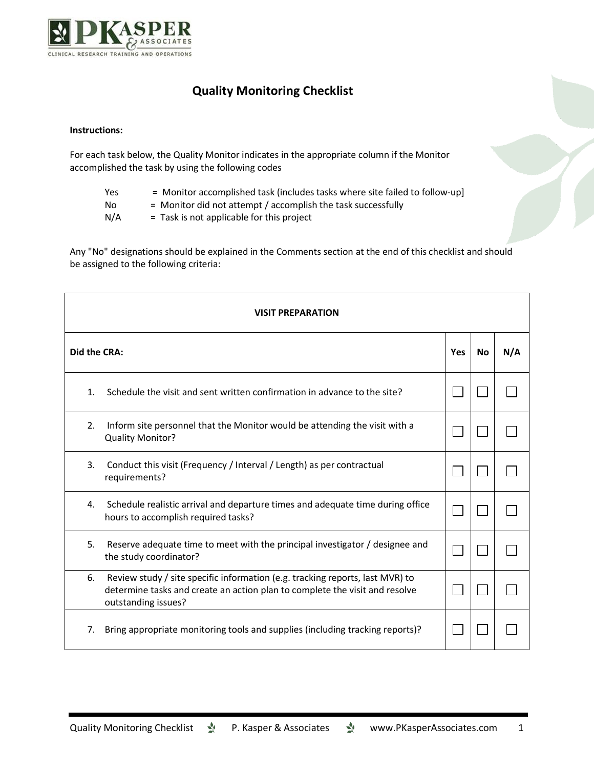# Quality Monitoring Checklist

**Instructions:**

For each task below, the Quality Monitor indicates in the appropriate column if the Monitor accomplished the task by using the following codes

- Yes = Monitor accomplished task (includes tasks where site failed to follow-up]
- No = Monitor did not attempt / accomplish the task successfully
- N/A = Task is not applicable for this project

Any "No" designations should be explained in the Comments section at the end of this checklist and should be assigned to the following criteria:

| **VISIT PREPARATION** | | | |
|---|---|---|---|
| **Did the CRA:** | **Yes** | **No** | **N/A** |
| 1. Schedule the visit and sent written confirmation in advance to the site? | ☐ | ☐ | ☐ |
| 2. Inform site personnel that the Monitor would be attending the visit with a Quality Monitor? | ☐ | ☐ | ☐ |
| 3. Conduct this visit (Frequency / Interval / Length) as per contractual requirements? | ☐ | ☐ | ☐ |
| 4. Schedule realistic arrival and departure times and adequate time during office hours to accomplish required tasks? | ☐ | ☐ | ☐ |
| 5. Reserve adequate time to meet with the principal investigator / designee and the study coordinator? | ☐ | ☐ | ☐ |
| 6. Review study / site specific information (e.g. tracking reports, last MVR) to determine tasks and create an action plan to complete the visit and resolve outstanding issues? | ☐ | ☐ | ☐ |
| 7. Bring appropriate monitoring tools and supplies (including tracking reports)? | ☐ | ☐ | ☐ |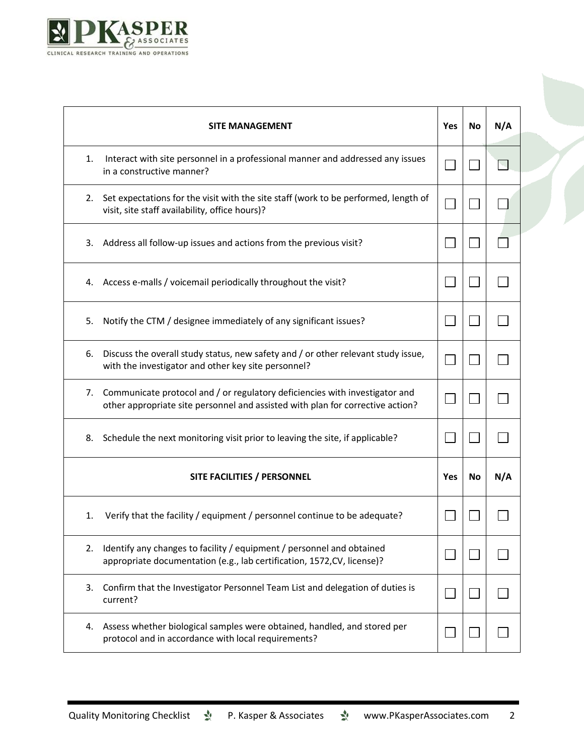| SITE MANAGEMENT | Yes | No | N/A |
|---|---|---|---|
| 1. Interact with site personnel in a professional manner and addressed any issues in a constructive manner? | ☐ | ☐ | ☐ |
| 2. Set expectations for the visit with the site staff (work to be performed, length of visit, site staff availability, office hours)? | ☐ | ☐ | ☐ |
| 3. Address all follow-up issues and actions from the previous visit? | ☐ | ☐ | ☐ |
| 4. Access e-malls / voicemail periodically throughout the visit? | ☐ | ☐ | ☐ |
| 5. Notify the CTM / designee immediately of any significant issues? | ☐ | ☐ | ☐ |
| 6. Discuss the overall study status, new safety and / or other relevant study issue, with the investigator and other key site personnel? | ☐ | ☐ | ☐ |
| 7. Communicate protocol and / or regulatory deficiencies with investigator and other appropriate site personnel and assisted with plan for corrective action? | ☐ | ☐ | ☐ |
| 8. Schedule the next monitoring visit prior to leaving the site, if applicable? | ☐ | ☐ | ☐ |
| **SITE FACILITIES / PERSONNEL** | **Yes** | **No** | **N/A** |
| 1. Verify that the facility / equipment / personnel continue to be adequate? | ☐ | ☐ | ☐ |
| 2. Identify any changes to facility / equipment / personnel and obtained appropriate documentation (e.g., lab certification, 1572,CV, license)? | ☐ | ☐ | ☐ |
| 3. Confirm that the Investigator Personnel Team List and delegation of duties is current? | ☐ | ☐ | ☐ |
| 4. Assess whether biological samples were obtained, handled, and stored per protocol and in accordance with local requirements? | ☐ | ☐ | ☐ |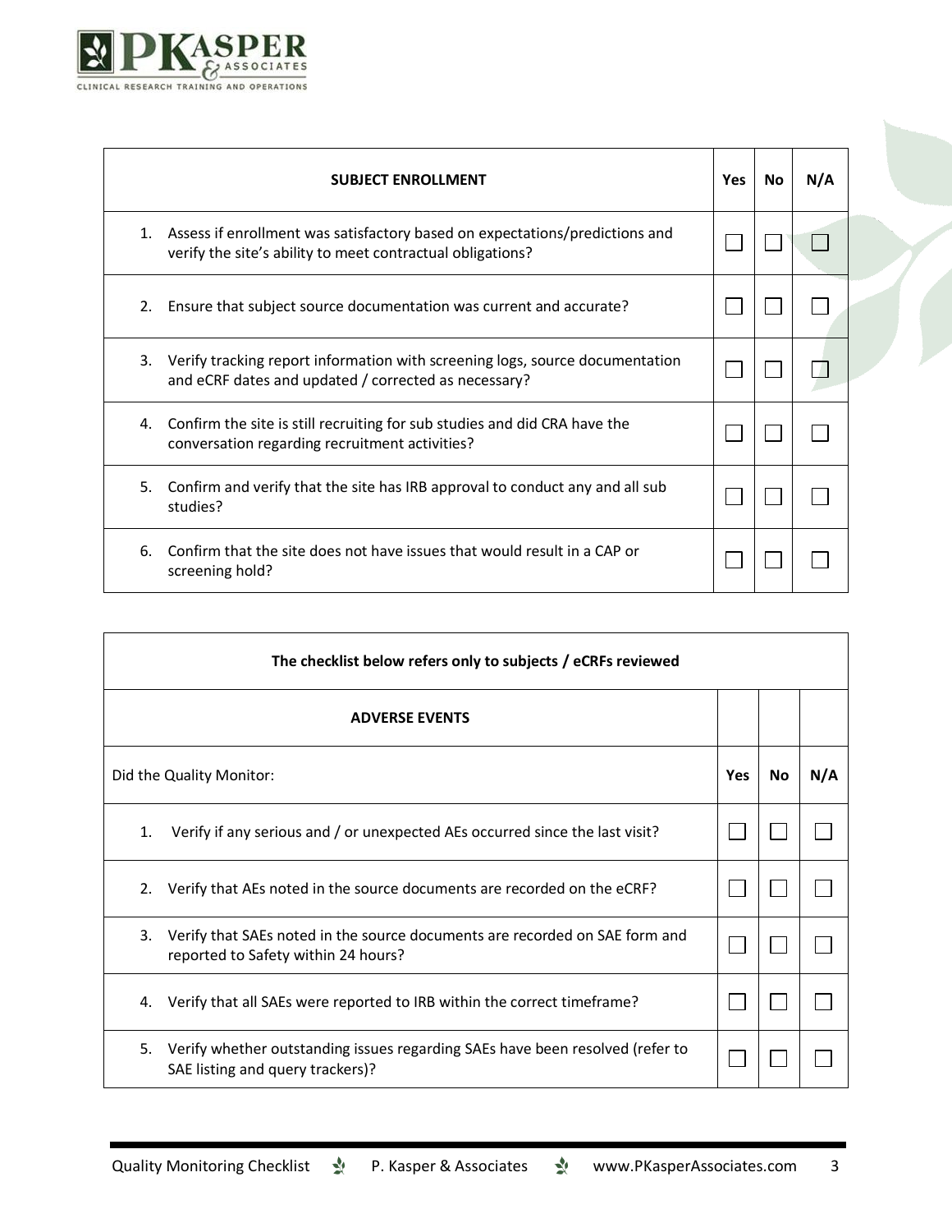| SUBJECT ENROLLMENT | Yes | No | N/A |
|---|---|---|---|
| 1. Assess if enrollment was satisfactory based on expectations/predictions and verify the site's ability to meet contractual obligations? | ☐ | ☐ | ☐ |
| 2. Ensure that subject source documentation was current and accurate? | ☐ | ☐ | ☐ |
| 3. Verify tracking report information with screening logs, source documentation and eCRF dates and updated / corrected as necessary? | ☐ | ☐ | ☐ |
| 4. Confirm the site is still recruiting for sub studies and did CRA have the conversation regarding recruitment activities? | ☐ | ☐ | ☐ |
| 5. Confirm and verify that the site has IRB approval to conduct any and all sub studies? | ☐ | ☐ | ☐ |
| 6. Confirm that the site does not have issues that would result in a CAP or screening hold? | ☐ | ☐ | ☐ |

| The checklist below refers only to subjects / eCRFs reviewed | | | |
|---|---|---|---|
| **ADVERSE EVENTS** | | | |
| Did the Quality Monitor: | **Yes** | **No** | **N/A** |
| 1. Verify if any serious and / or unexpected AEs occurred since the last visit? | ☐ | ☐ | ☐ |
| 2. Verify that AEs noted in the source documents are recorded on the eCRF? | ☐ | ☐ | ☐ |
| 3. Verify that SAEs noted in the source documents are recorded on SAE form and reported to Safety within 24 hours? | ☐ | ☐ | ☐ |
| 4. Verify that all SAEs were reported to IRB within the correct timeframe? | ☐ | ☐ | ☐ |
| 5. Verify whether outstanding issues regarding SAEs have been resolved (refer to SAE listing and query trackers)? | ☐ | ☐ | ☐ |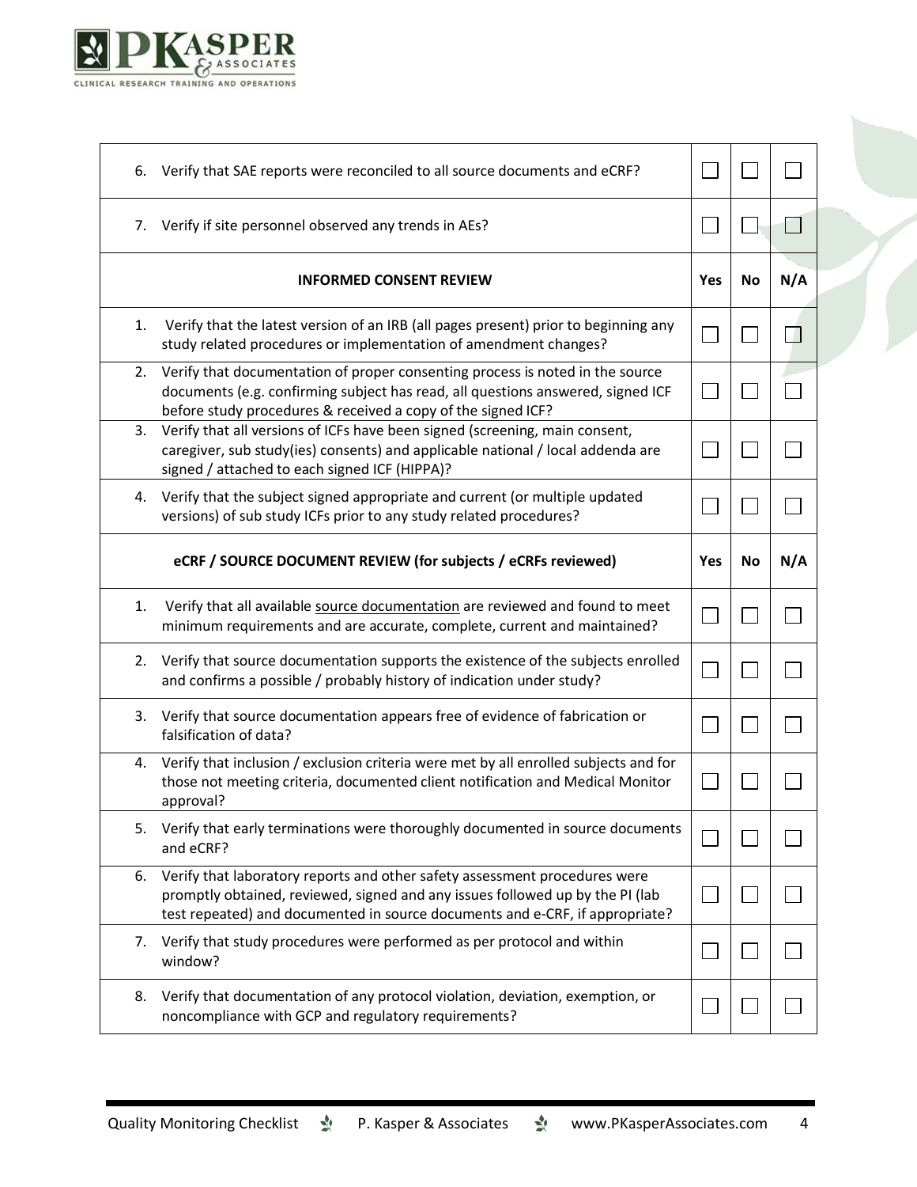| | Yes | No | N/A |
|---|---|---|---|
| 6. Verify that SAE reports were reconciled to all source documents and eCRF? | ☐ | ☐ | ☐ |
| 7. Verify if site personnel observed any trends in AEs? | ☐ | ☐ | ☐ |
| **INFORMED CONSENT REVIEW** | **Yes** | **No** | **N/A** |
| 1. Verify that the latest version of an IRB (all pages present) prior to beginning any study related procedures or implementation of amendment changes? | ☐ | ☐ | ☐ |
| 2. Verify that documentation of proper consenting process is noted in the source documents (e.g. confirming subject has read, all questions answered, signed ICF before study procedures & received a copy of the signed ICF? | ☐ | ☐ | ☐ |
| 3. Verify that all versions of ICFs have been signed (screening, main consent, caregiver, sub study(ies) consents) and applicable national / local addenda are signed / attached to each signed ICF (HIPPA)? | ☐ | ☐ | ☐ |
| 4. Verify that the subject signed appropriate and current (or multiple updated versions) of sub study ICFs prior to any study related procedures? | ☐ | ☐ | ☐ |
| **eCRF / SOURCE DOCUMENT REVIEW (for subjects / eCRFs reviewed)** | **Yes** | **No** | **N/A** |
| 1. Verify that all available <u>source documentation</u> are reviewed and found to meet minimum requirements and are accurate, complete, current and maintained? | ☐ | ☐ | ☐ |
| 2. Verify that source documentation supports the existence of the subjects enrolled and confirms a possible / probably history of indication under study? | ☐ | ☐ | ☐ |
| 3. Verify that source documentation appears free of evidence of fabrication or falsification of data? | ☐ | ☐ | ☐ |
| 4. Verify that inclusion / exclusion criteria were met by all enrolled subjects and for those not meeting criteria, documented client notification and Medical Monitor approval? | ☐ | ☐ | ☐ |
| 5. Verify that early terminations were thoroughly documented in source documents and eCRF? | ☐ | ☐ | ☐ |
| 6. Verify that laboratory reports and other safety assessment procedures were promptly obtained, reviewed, signed and any issues followed up by the PI (lab test repeated) and documented in source documents and e-CRF, if appropriate? | ☐ | ☐ | ☐ |
| 7. Verify that study procedures were performed as per protocol and within window? | ☐ | ☐ | ☐ |
| 8. Verify that documentation of any protocol violation, deviation, exemption, or noncompliance with GCP and regulatory requirements? | ☐ | ☐ | ☐ |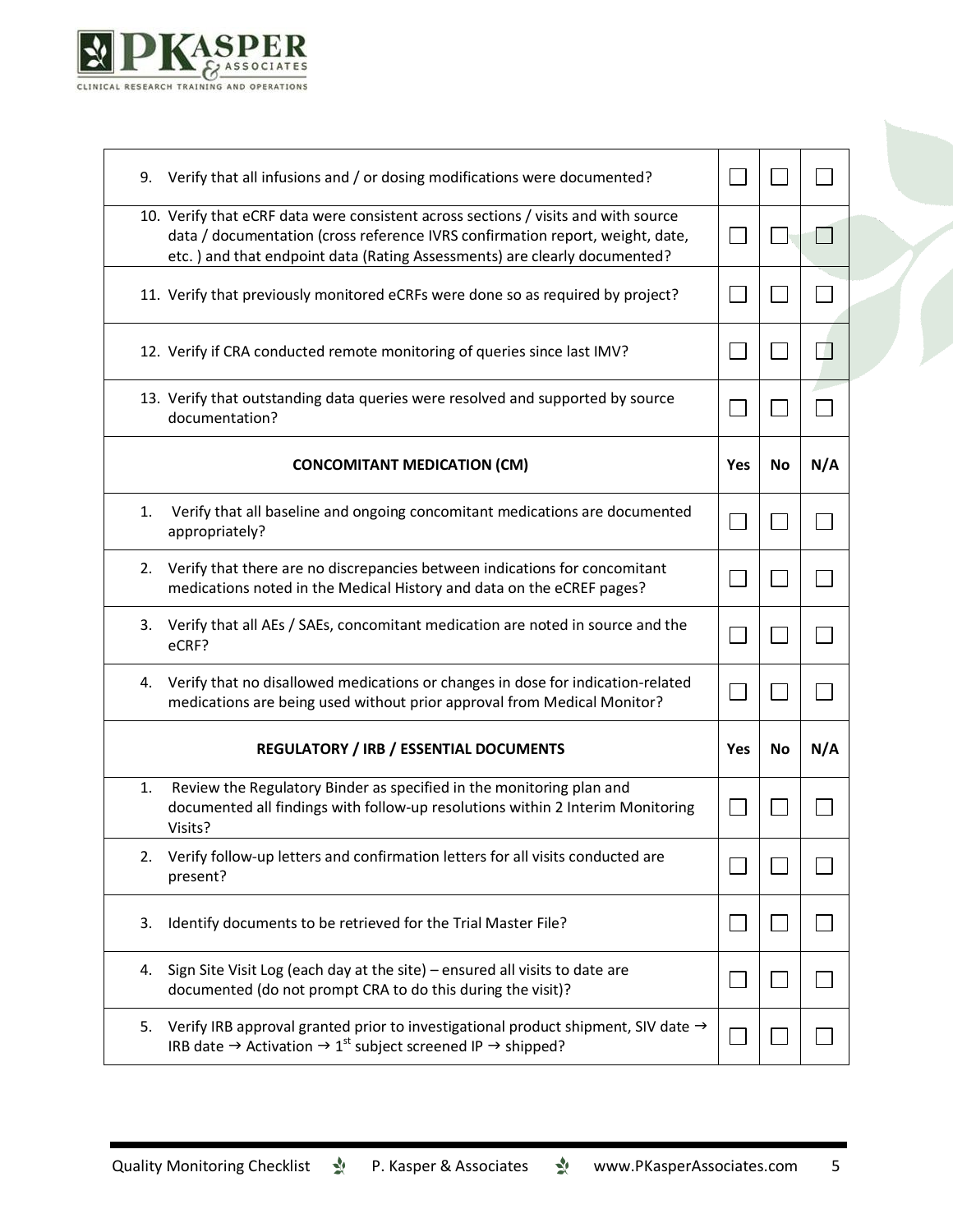| | Yes | No | N/A |
|---|---|---|---|
| 9. Verify that all infusions and / or dosing modifications were documented? | ☐ | ☐ | ☐ |
| 10. Verify that eCRF data were consistent across sections / visits and with source data / documentation (cross reference IVRS confirmation report, weight, date, etc. ) and that endpoint data (Rating Assessments) are clearly documented? | ☐ | ☐ | ☐ |
| 11. Verify that previously monitored eCRFs were done so as required by project? | ☐ | ☐ | ☐ |
| 12. Verify if CRA conducted remote monitoring of queries since last IMV? | ☐ | ☐ | ☐ |
| 13. Verify that outstanding data queries were resolved and supported by source documentation? | ☐ | ☐ | ☐ |

| CONCOMITANT MEDICATION (CM) | Yes | No | N/A |
|---|---|---|---|
| 1. Verify that all baseline and ongoing concomitant medications are documented appropriately? | ☐ | ☐ | ☐ |
| 2. Verify that there are no discrepancies between indications for concomitant medications noted in the Medical History and data on the eCREF pages? | ☐ | ☐ | ☐ |
| 3. Verify that all AEs / SAEs, concomitant medication are noted in source and the eCRF? | ☐ | ☐ | ☐ |
| 4. Verify that no disallowed medications or changes in dose for indication-related medications are being used without prior approval from Medical Monitor? | ☐ | ☐ | ☐ |

| REGULATORY / IRB / ESSENTIAL DOCUMENTS | Yes | No | N/A |
|---|---|---|---|
| 1. Review the Regulatory Binder as specified in the monitoring plan and documented all findings with follow-up resolutions within 2 Interim Monitoring Visits? | ☐ | ☐ | ☐ |
| 2. Verify follow-up letters and confirmation letters for all visits conducted are present? | ☐ | ☐ | ☐ |
| 3. Identify documents to be retrieved for the Trial Master File? | ☐ | ☐ | ☐ |
| 4. Sign Site Visit Log (each day at the site) – ensured all visits to date are documented (do not prompt CRA to do this during the visit)? | ☐ | ☐ | ☐ |
| 5. Verify IRB approval granted prior to investigational product shipment, SIV date → IRB date → Activation → 1st subject screened IP → shipped? | ☐ | ☐ | ☐ |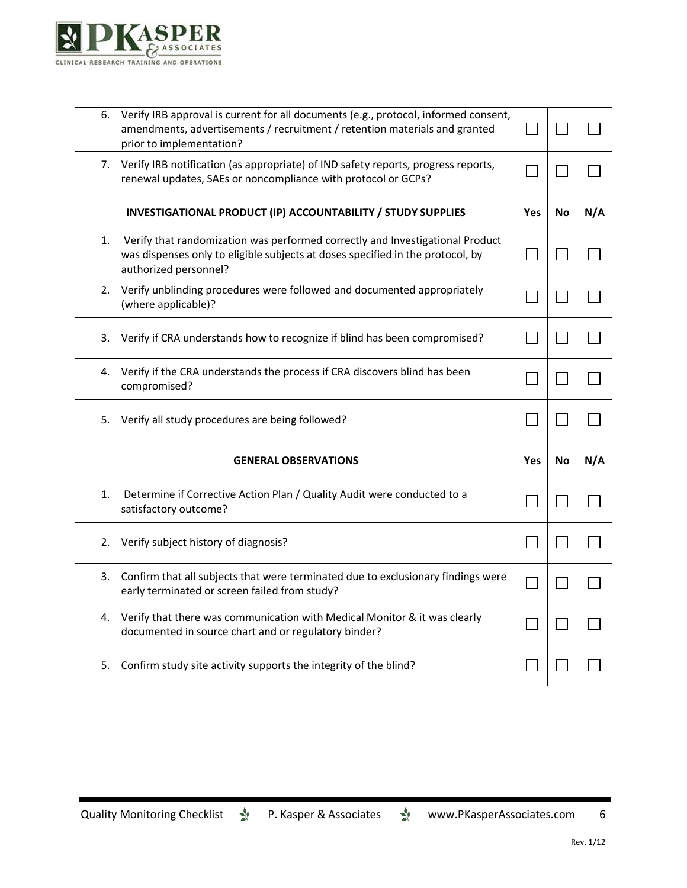| | | | |
|---|---|---|---|
| 6. Verify IRB approval is current for all documents (e.g., protocol, informed consent, amendments, advertisements / recruitment / retention materials and granted prior to implementation? | ☐ | ☐ | ☐ |
| 7. Verify IRB notification (as appropriate) of IND safety reports, progress reports, renewal updates, SAEs or noncompliance with protocol or GCPs? | ☐ | ☐ | ☐ |
| **INVESTIGATIONAL PRODUCT (IP) ACCOUNTABILITY / STUDY SUPPLIES** | **Yes** | **No** | **N/A** |
| 1. Verify that randomization was performed correctly and Investigational Product was dispenses only to eligible subjects at doses specified in the protocol, by authorized personnel? | ☐ | ☐ | ☐ |
| 2. Verify unblinding procedures were followed and documented appropriately (where applicable)? | ☐ | ☐ | ☐ |
| 3. Verify if CRA understands how to recognize if blind has been compromised? | ☐ | ☐ | ☐ |
| 4. Verify if the CRA understands the process if CRA discovers blind has been compromised? | ☐ | ☐ | ☐ |
| 5. Verify all study procedures are being followed? | ☐ | ☐ | ☐ |
| **GENERAL OBSERVATIONS** | **Yes** | **No** | **N/A** |
| 1. Determine if Corrective Action Plan / Quality Audit were conducted to a satisfactory outcome? | ☐ | ☐ | ☐ |
| 2. Verify subject history of diagnosis? | ☐ | ☐ | ☐ |
| 3. Confirm that all subjects that were terminated due to exclusionary findings were early terminated or screen failed from study? | ☐ | ☐ | ☐ |
| 4. Verify that there was communication with Medical Monitor & it was clearly documented in source chart and or regulatory binder? | ☐ | ☐ | ☐ |
| 5. Confirm study site activity supports the integrity of the blind? | ☐ | ☐ | ☐ |

Rev. 1/12